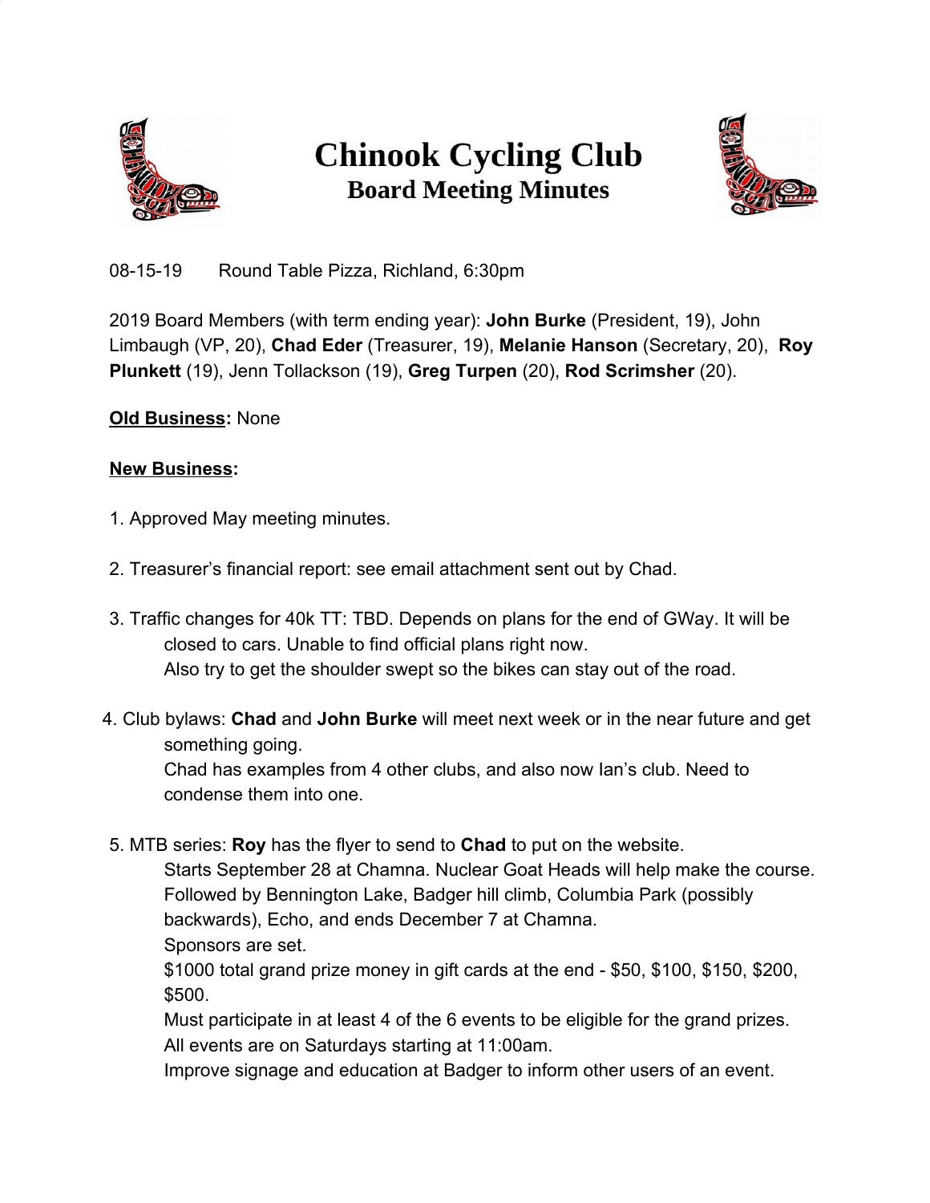# Chinook Cycling Club
## Board Meeting Minutes

08-15-19 Round Table Pizza, Richland, 6:30pm

2019 Board Members (with term ending year): **John Burke** (President, 19), John Limbaugh (VP, 20), **Chad Eder** (Treasurer, 19), **Melanie Hanson** (Secretary, 20), **Roy Plunkett** (19), Jenn Tollackson (19), **Greg Turpen** (20), **Rod Scrimsher** (20).

**Old Business:** None

**New Business:**

1. Approved May meeting minutes.

2. Treasurer's financial report: see email attachment sent out by Chad.

3. Traffic changes for 40k TT: TBD. Depends on plans for the end of GWay. It will be closed to cars. Unable to find official plans right now.
   Also try to get the shoulder swept so the bikes can stay out of the road.

4. Club bylaws: **Chad** and **John Burke** will meet next week or in the near future and get something going.
   Chad has examples from 4 other clubs, and also now Ian's club. Need to condense them into one.

5. MTB series: **Roy** has the flyer to send to **Chad** to put on the website.
   Starts September 28 at Chamna. Nuclear Goat Heads will help make the course.
   Followed by Bennington Lake, Badger hill climb, Columbia Park (possibly backwards), Echo, and ends December 7 at Chamna.
   Sponsors are set.
   $1000 total grand prize money in gift cards at the end - $50, $100, $150, $200, $500.
   Must participate in at least 4 of the 6 events to be eligible for the grand prizes.
   All events are on Saturdays starting at 11:00am.
   Improve signage and education at Badger to inform other users of an event.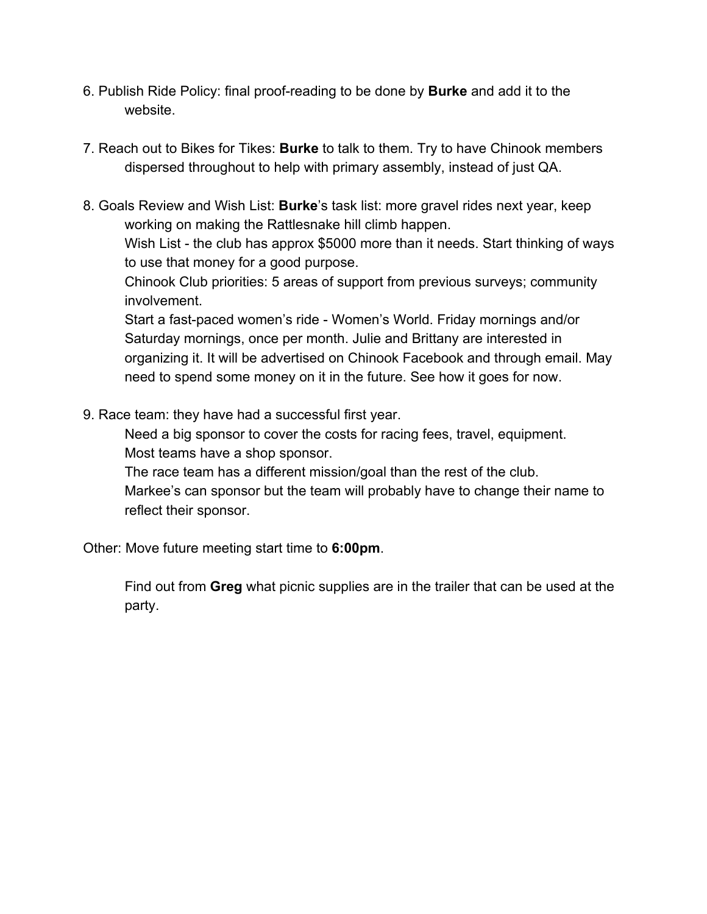6. Publish Ride Policy: final proof-reading to be done by **Burke** and add it to the website.

7. Reach out to Bikes for Tikes: **Burke** to talk to them. Try to have Chinook members dispersed throughout to help with primary assembly, instead of just QA.

8. Goals Review and Wish List: **Burke**'s task list: more gravel rides next year, keep working on making the Rattlesnake hill climb happen.
   Wish List - the club has approx $5000 more than it needs. Start thinking of ways to use that money for a good purpose.
   Chinook Club priorities: 5 areas of support from previous surveys; community involvement.
   Start a fast-paced women's ride - Women's World. Friday mornings and/or Saturday mornings, once per month. Julie and Brittany are interested in organizing it. It will be advertised on Chinook Facebook and through email. May need to spend some money on it in the future. See how it goes for now.

9. Race team: they have had a successful first year.
   Need a big sponsor to cover the costs for racing fees, travel, equipment.
   Most teams have a shop sponsor.
   The race team has a different mission/goal than the rest of the club.
   Markee's can sponsor but the team will probably have to change their name to reflect their sponsor.

Other: Move future meeting start time to **6:00pm**.

   Find out from **Greg** what picnic supplies are in the trailer that can be used at the party.